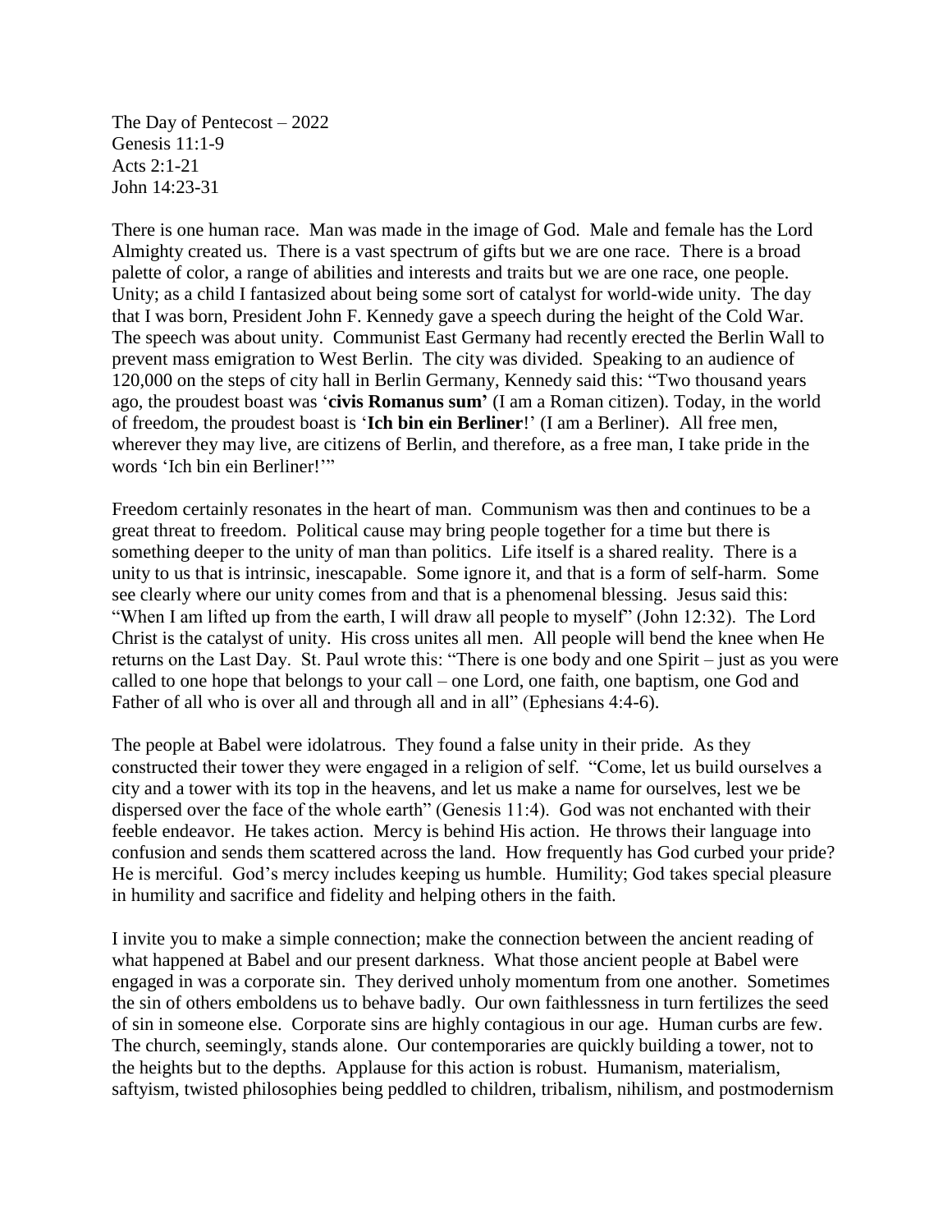The Day of Pentecost – 2022
Genesis 11:1-9
Acts 2:1-21
John 14:23-31

There is one human race. Man was made in the image of God. Male and female has the Lord Almighty created us. There is a vast spectrum of gifts but we are one race. There is a broad palette of color, a range of abilities and interests and traits but we are one race, one people. Unity; as a child I fantasized about being some sort of catalyst for world-wide unity. The day that I was born, President John F. Kennedy gave a speech during the height of the Cold War. The speech was about unity. Communist East Germany had recently erected the Berlin Wall to prevent mass emigration to West Berlin. The city was divided. Speaking to an audience of 120,000 on the steps of city hall in Berlin Germany, Kennedy said this: "Two thousand years ago, the proudest boast was '**civis Romanus sum'** (I am a Roman citizen). Today, in the world of freedom, the proudest boast is '**Ich bin ein Berliner**!' (I am a Berliner). All free men, wherever they may live, are citizens of Berlin, and therefore, as a free man, I take pride in the words 'Ich bin ein Berliner!'"

Freedom certainly resonates in the heart of man. Communism was then and continues to be a great threat to freedom. Political cause may bring people together for a time but there is something deeper to the unity of man than politics. Life itself is a shared reality. There is a unity to us that is intrinsic, inescapable. Some ignore it, and that is a form of self-harm. Some see clearly where our unity comes from and that is a phenomenal blessing. Jesus said this: "When I am lifted up from the earth, I will draw all people to myself" (John 12:32). The Lord Christ is the catalyst of unity. His cross unites all men. All people will bend the knee when He returns on the Last Day. St. Paul wrote this: "There is one body and one Spirit – just as you were called to one hope that belongs to your call – one Lord, one faith, one baptism, one God and Father of all who is over all and through all and in all" (Ephesians 4:4-6).

The people at Babel were idolatrous. They found a false unity in their pride. As they constructed their tower they were engaged in a religion of self. "Come, let us build ourselves a city and a tower with its top in the heavens, and let us make a name for ourselves, lest we be dispersed over the face of the whole earth" (Genesis 11:4). God was not enchanted with their feeble endeavor. He takes action. Mercy is behind His action. He throws their language into confusion and sends them scattered across the land. How frequently has God curbed your pride? He is merciful. God's mercy includes keeping us humble. Humility; God takes special pleasure in humility and sacrifice and fidelity and helping others in the faith.

I invite you to make a simple connection; make the connection between the ancient reading of what happened at Babel and our present darkness. What those ancient people at Babel were engaged in was a corporate sin. They derived unholy momentum from one another. Sometimes the sin of others emboldens us to behave badly. Our own faithlessness in turn fertilizes the seed of sin in someone else. Corporate sins are highly contagious in our age. Human curbs are few. The church, seemingly, stands alone. Our contemporaries are quickly building a tower, not to the heights but to the depths. Applause for this action is robust. Humanism, materialism, saftyism, twisted philosophies being peddled to children, tribalism, nihilism, and postmodernism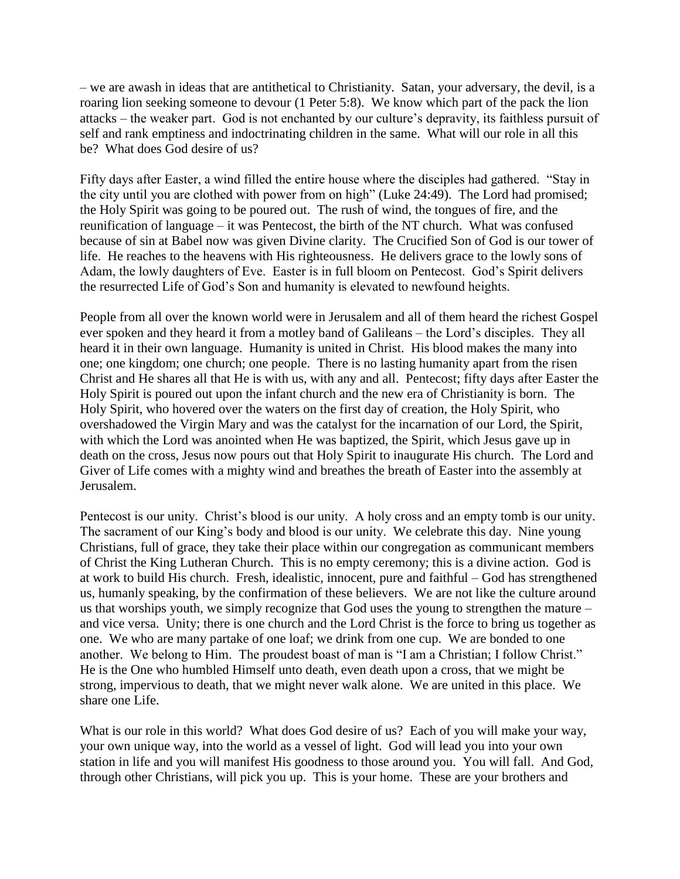– we are awash in ideas that are antithetical to Christianity. Satan, your adversary, the devil, is a roaring lion seeking someone to devour (1 Peter 5:8). We know which part of the pack the lion attacks – the weaker part. God is not enchanted by our culture's depravity, its faithless pursuit of self and rank emptiness and indoctrinating children in the same. What will our role in all this be? What does God desire of us?

Fifty days after Easter, a wind filled the entire house where the disciples had gathered. "Stay in the city until you are clothed with power from on high" (Luke 24:49). The Lord had promised; the Holy Spirit was going to be poured out. The rush of wind, the tongues of fire, and the reunification of language – it was Pentecost, the birth of the NT church. What was confused because of sin at Babel now was given Divine clarity. The Crucified Son of God is our tower of life. He reaches to the heavens with His righteousness. He delivers grace to the lowly sons of Adam, the lowly daughters of Eve. Easter is in full bloom on Pentecost. God's Spirit delivers the resurrected Life of God's Son and humanity is elevated to newfound heights.

People from all over the known world were in Jerusalem and all of them heard the richest Gospel ever spoken and they heard it from a motley band of Galileans – the Lord's disciples. They all heard it in their own language. Humanity is united in Christ. His blood makes the many into one; one kingdom; one church; one people. There is no lasting humanity apart from the risen Christ and He shares all that He is with us, with any and all. Pentecost; fifty days after Easter the Holy Spirit is poured out upon the infant church and the new era of Christianity is born. The Holy Spirit, who hovered over the waters on the first day of creation, the Holy Spirit, who overshadowed the Virgin Mary and was the catalyst for the incarnation of our Lord, the Spirit, with which the Lord was anointed when He was baptized, the Spirit, which Jesus gave up in death on the cross, Jesus now pours out that Holy Spirit to inaugurate His church. The Lord and Giver of Life comes with a mighty wind and breathes the breath of Easter into the assembly at Jerusalem.

Pentecost is our unity. Christ's blood is our unity. A holy cross and an empty tomb is our unity. The sacrament of our King's body and blood is our unity. We celebrate this day. Nine young Christians, full of grace, they take their place within our congregation as communicant members of Christ the King Lutheran Church. This is no empty ceremony; this is a divine action. God is at work to build His church. Fresh, idealistic, innocent, pure and faithful – God has strengthened us, humanly speaking, by the confirmation of these believers. We are not like the culture around us that worships youth, we simply recognize that God uses the young to strengthen the mature – and vice versa. Unity; there is one church and the Lord Christ is the force to bring us together as one. We who are many partake of one loaf; we drink from one cup. We are bonded to one another. We belong to Him. The proudest boast of man is "I am a Christian; I follow Christ." He is the One who humbled Himself unto death, even death upon a cross, that we might be strong, impervious to death, that we might never walk alone. We are united in this place. We share one Life.

What is our role in this world? What does God desire of us? Each of you will make your way, your own unique way, into the world as a vessel of light. God will lead you into your own station in life and you will manifest His goodness to those around you. You will fall. And God, through other Christians, will pick you up. This is your home. These are your brothers and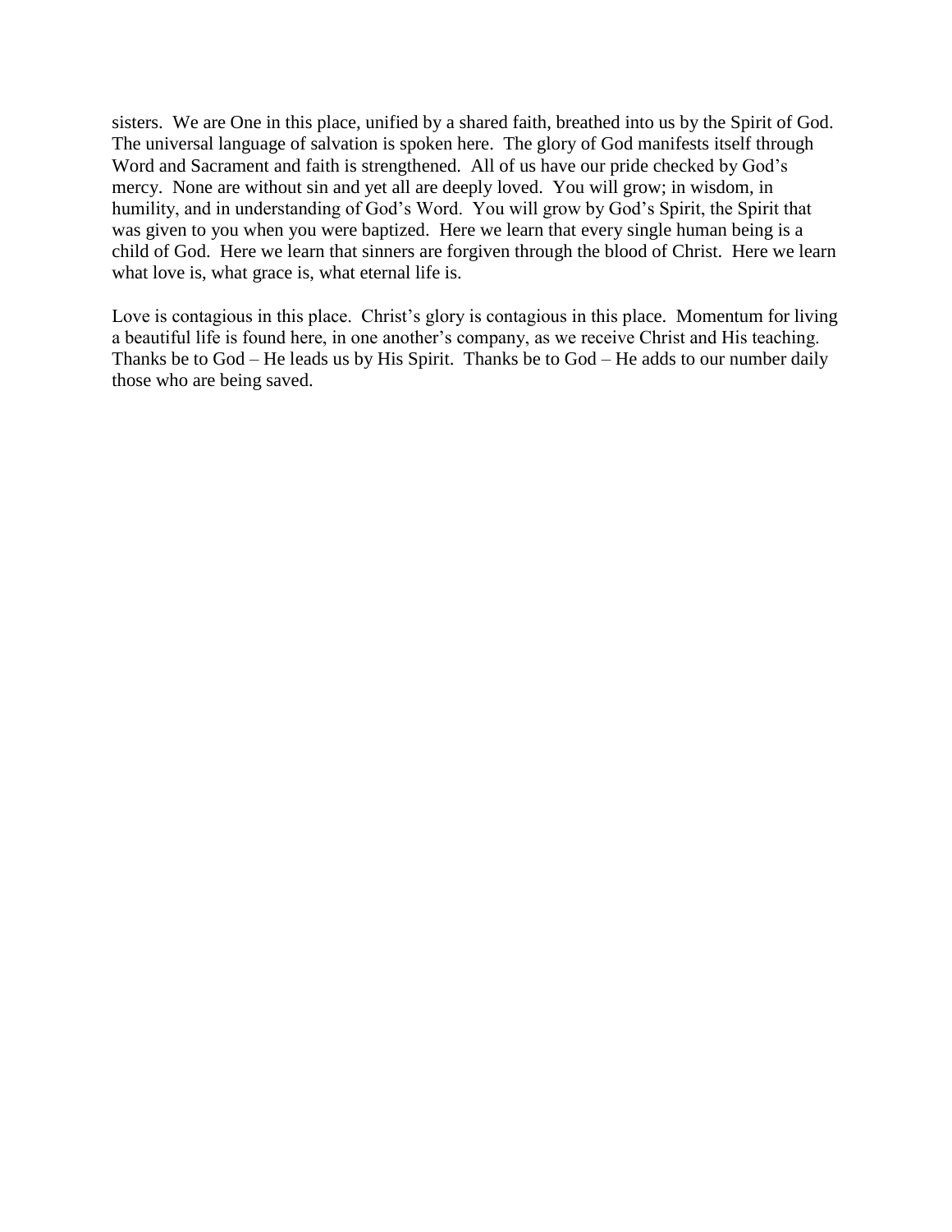sisters. We are One in this place, unified by a shared faith, breathed into us by the Spirit of God. The universal language of salvation is spoken here. The glory of God manifests itself through Word and Sacrament and faith is strengthened. All of us have our pride checked by God's mercy. None are without sin and yet all are deeply loved. You will grow; in wisdom, in humility, and in understanding of God's Word. You will grow by God's Spirit, the Spirit that was given to you when you were baptized. Here we learn that every single human being is a child of God. Here we learn that sinners are forgiven through the blood of Christ. Here we learn what love is, what grace is, what eternal life is.

Love is contagious in this place. Christ's glory is contagious in this place. Momentum for living a beautiful life is found here, in one another's company, as we receive Christ and His teaching. Thanks be to God – He leads us by His Spirit. Thanks be to God – He adds to our number daily those who are being saved.